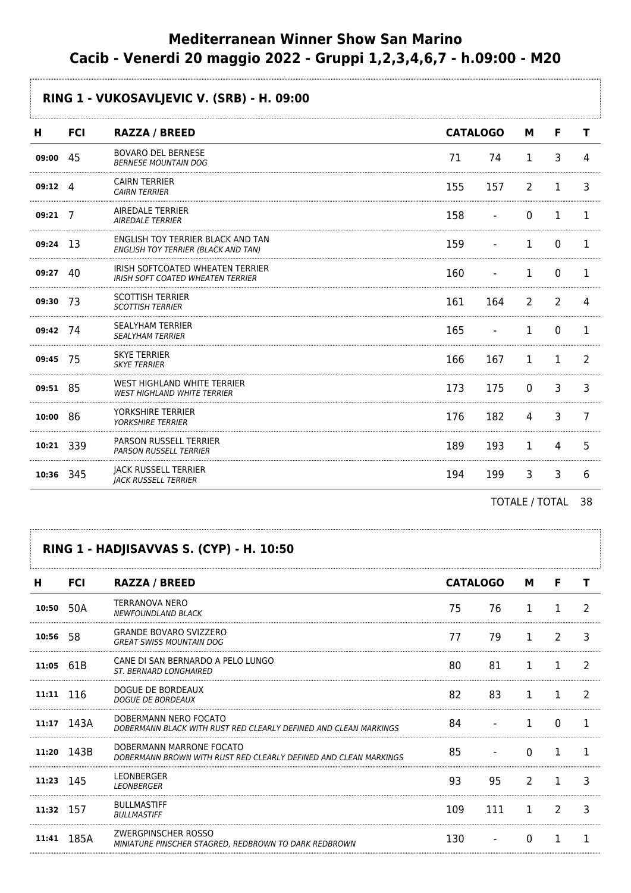# Mediterranean Winner Show San Marino
# Cacib - Venerdi 20 maggio 2022 - Gruppi 1,2,3,4,6,7 - h.09:00 - M20

## RING 1 - VUKOSAVLJEVIC V. (SRB) - H. 09:00

| H | FCI | RAZZA / BREED | CATALOGO | | M | F | T |
|---|---|---|---|---|---|---|---|
| 09:00 | 45 | BOVARO DEL BERNESE<br>*BERNESE MOUNTAIN DOG* | 71 | 74 | 1 | 3 | 4 |
| 09:12 | 4 | CAIRN TERRIER<br>*CAIRN TERRIER* | 155 | 157 | 2 | 1 | 3 |
| 09:21 | 7 | AIREDALE TERRIER<br>*AIREDALE TERRIER* | 158 | - | 0 | 1 | 1 |
| 09:24 | 13 | ENGLISH TOY TERRIER BLACK AND TAN<br>*ENGLISH TOY TERRIER (BLACK AND TAN)* | 159 | - | 1 | 0 | 1 |
| 09:27 | 40 | IRISH SOFTCOATED WHEATEN TERRIER<br>*IRISH SOFT COATED WHEATEN TERRIER* | 160 | - | 1 | 0 | 1 |
| 09:30 | 73 | SCOTTISH TERRIER<br>*SCOTTISH TERRIER* | 161 | 164 | 2 | 2 | 4 |
| 09:42 | 74 | SEALYHAM TERRIER<br>*SEALYHAM TERRIER* | 165 | - | 1 | 0 | 1 |
| 09:45 | 75 | SKYE TERRIER<br>*SKYE TERRIER* | 166 | 167 | 1 | 1 | 2 |
| 09:51 | 85 | WEST HIGHLAND WHITE TERRIER<br>*WEST HIGHLAND WHITE TERRIER* | 173 | 175 | 0 | 3 | 3 |
| 10:00 | 86 | YORKSHIRE TERRIER<br>*YORKSHIRE TERRIER* | 176 | 182 | 4 | 3 | 7 |
| 10:21 | 339 | PARSON RUSSELL TERRIER<br>*PARSON RUSSELL TERRIER* | 189 | 193 | 1 | 4 | 5 |
| 10:36 | 345 | JACK RUSSELL TERRIER<br>*JACK RUSSELL TERRIER* | 194 | 199 | 3 | 3 | 6 |

TOTALE / TOTAL 38

## RING 1 - HADJISAVVAS S. (CYP) - H. 10:50

| H | FCI | RAZZA / BREED | CATALOGO | | M | F | T |
|---|---|---|---|---|---|---|---|
| 10:50 | 50A | TERRANOVA NERO<br>*NEWFOUNDLAND BLACK* | 75 | 76 | 1 | 1 | 2 |
| 10:56 | 58 | GRANDE BOVARO SVIZZERO<br>*GREAT SWISS MOUNTAIN DOG* | 77 | 79 | 1 | 2 | 3 |
| 11:05 | 61B | CANE DI SAN BERNARDO A PELO LUNGO<br>*ST. BERNARD LONGHAIRED* | 80 | 81 | 1 | 1 | 2 |
| 11:11 | 116 | DOGUE DE BORDEAUX<br>*DOGUE DE BORDEAUX* | 82 | 83 | 1 | 1 | 2 |
| 11:17 | 143A | DOBERMANN NERO FOCATO<br>*DOBERMANN BLACK WITH RUST RED CLEARLY DEFINED AND CLEAN MARKINGS* | 84 | - | 1 | 0 | 1 |
| 11:20 | 143B | DOBERMANN MARRONE FOCATO<br>*DOBERMANN BROWN WITH RUST RED CLEARLY DEFINED AND CLEAN MARKINGS* | 85 | - | 0 | 1 | 1 |
| 11:23 | 145 | LEONBERGER<br>*LEONBERGER* | 93 | 95 | 2 | 1 | 3 |
| 11:32 | 157 | BULLMASTIFF<br>*BULLMASTIFF* | 109 | 111 | 1 | 2 | 3 |
| 11:41 | 185A | ZWERGPINSCHER ROSSO<br>*MINIATURE PINSCHER STAGRED, REDBROWN TO DARK REDBROWN* | 130 | - | 0 | 1 | 1 |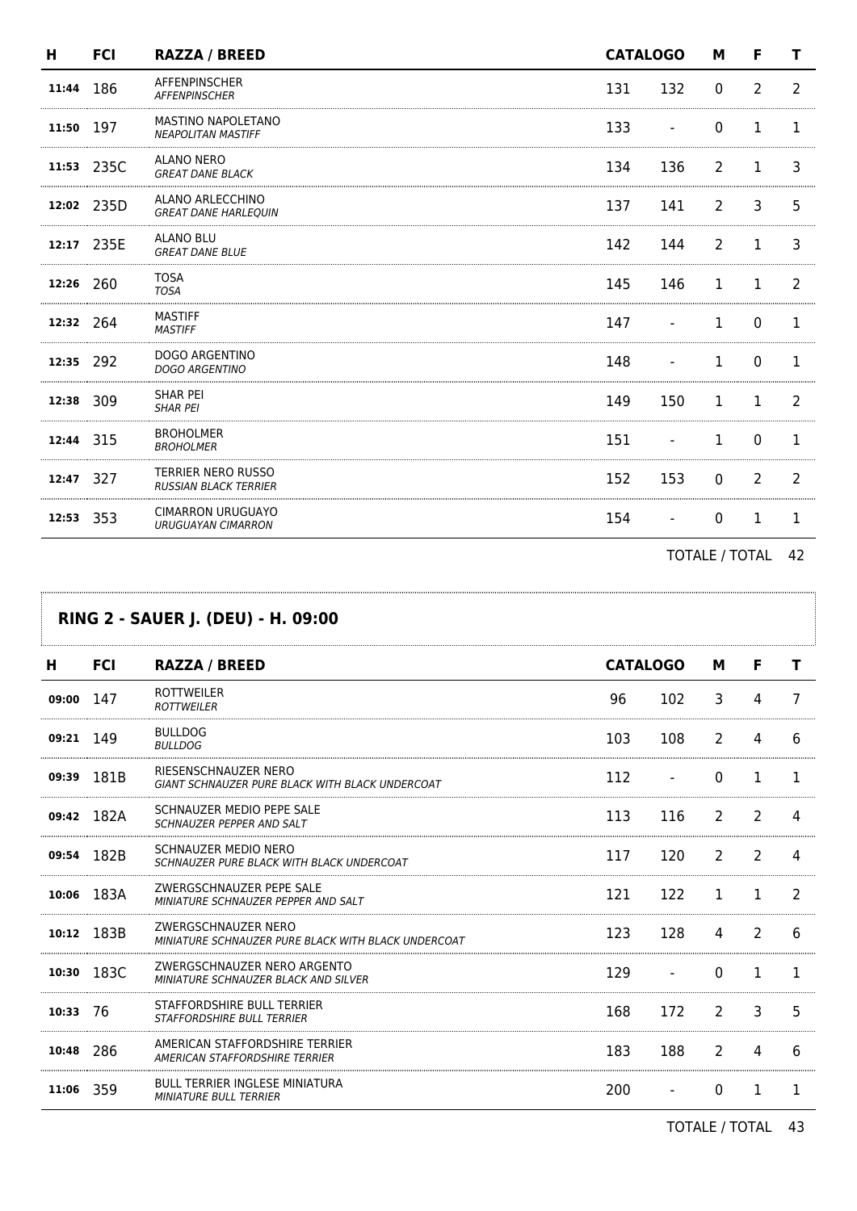| H | FCI | RAZZA / BREED | CATALOGO | | M | F | T |
|---|---|---|---|---|---|---|---|
| 11:44 | 186 | AFFENPINSCHER *AFFENPINSCHER* | 131 | 132 | 0 | 2 | 2 |
| 11:50 | 197 | MASTINO NAPOLETANO *NEAPOLITAN MASTIFF* | 133 | - | 0 | 1 | 1 |
| 11:53 | 235C | ALANO NERO *GREAT DANE BLACK* | 134 | 136 | 2 | 1 | 3 |
| 12:02 | 235D | ALANO ARLECCHINO *GREAT DANE HARLEQUIN* | 137 | 141 | 2 | 3 | 5 |
| 12:17 | 235E | ALANO BLU *GREAT DANE BLUE* | 142 | 144 | 2 | 1 | 3 |
| 12:26 | 260 | TOSA *TOSA* | 145 | 146 | 1 | 1 | 2 |
| 12:32 | 264 | MASTIFF *MASTIFF* | 147 | - | 1 | 0 | 1 |
| 12:35 | 292 | DOGO ARGENTINO *DOGO ARGENTINO* | 148 | - | 1 | 0 | 1 |
| 12:38 | 309 | SHAR PEI *SHAR PEI* | 149 | 150 | 1 | 1 | 2 |
| 12:44 | 315 | BROHOLMER *BROHOLMER* | 151 | - | 1 | 0 | 1 |
| 12:47 | 327 | TERRIER NERO RUSSO *RUSSIAN BLACK TERRIER* | 152 | 153 | 0 | 2 | 2 |
| 12:53 | 353 | CIMARRON URUGUAYO *URUGUAYAN CIMARRON* | 154 | - | 0 | 1 | 1 |

TOTALE / TOTAL 42

## RING 2 - SAUER J. (DEU) - H. 09:00

| H | FCI | RAZZA / BREED | CATALOGO | | M | F | T |
|---|---|---|---|---|---|---|---|
| 09:00 | 147 | ROTTWEILER *ROTTWEILER* | 96 | 102 | 3 | 4 | 7 |
| 09:21 | 149 | BULLDOG *BULLDOG* | 103 | 108 | 2 | 4 | 6 |
| 09:39 | 181B | RIESENSCHNAUZER NERO *GIANT SCHNAUZER PURE BLACK WITH BLACK UNDERCOAT* | 112 | - | 0 | 1 | 1 |
| 09:42 | 182A | SCHNAUZER MEDIO PEPE SALE *SCHNAUZER PEPPER AND SALT* | 113 | 116 | 2 | 2 | 4 |
| 09:54 | 182B | SCHNAUZER MEDIO NERO *SCHNAUZER PURE BLACK WITH BLACK UNDERCOAT* | 117 | 120 | 2 | 2 | 4 |
| 10:06 | 183A | ZWERGSCHNAUZER PEPE SALE *MINIATURE SCHNAUZER PEPPER AND SALT* | 121 | 122 | 1 | 1 | 2 |
| 10:12 | 183B | ZWERGSCHNAUZER NERO *MINIATURE SCHNAUZER PURE BLACK WITH BLACK UNDERCOAT* | 123 | 128 | 4 | 2 | 6 |
| 10:30 | 183C | ZWERGSCHNAUZER NERO ARGENTO *MINIATURE SCHNAUZER BLACK AND SILVER* | 129 | - | 0 | 1 | 1 |
| 10:33 | 76 | STAFFORDSHIRE BULL TERRIER *STAFFORDSHIRE BULL TERRIER* | 168 | 172 | 2 | 3 | 5 |
| 10:48 | 286 | AMERICAN STAFFORDSHIRE TERRIER *AMERICAN STAFFORDSHIRE TERRIER* | 183 | 188 | 2 | 4 | 6 |
| 11:06 | 359 | BULL TERRIER INGLESE MINIATURA *MINIATURE BULL TERRIER* | 200 | - | 0 | 1 | 1 |

TOTALE / TOTAL 43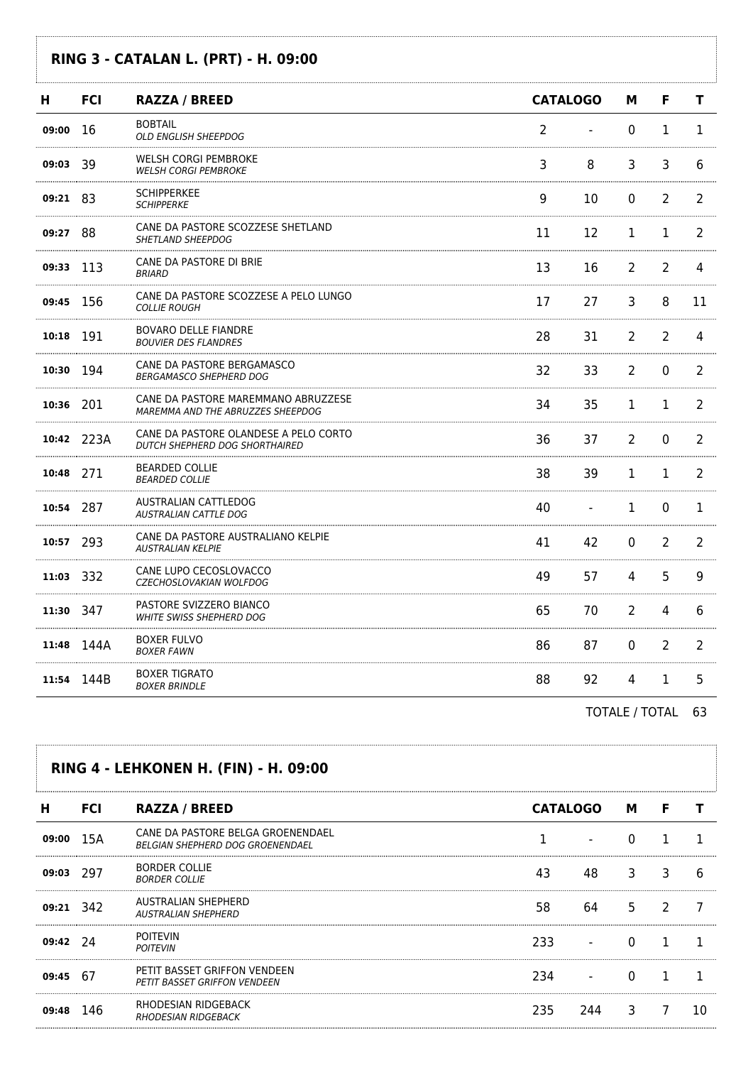## RING 3 - CATALAN L. (PRT) - H. 09:00

| H | FCI | RAZZA / BREED | CATALOGO | | M | F | T |
|---|---|---|---|---|---|---|---|
| 09:00 | 16 | BOBTAIL<br>*OLD ENGLISH SHEEPDOG* | 2 | - | 0 | 1 | 1 |
| 09:03 | 39 | WELSH CORGI PEMBROKE<br>*WELSH CORGI PEMBROKE* | 3 | 8 | 3 | 3 | 6 |
| 09:21 | 83 | SCHIPPERKEE<br>*SCHIPPERKE* | 9 | 10 | 0 | 2 | 2 |
| 09:27 | 88 | CANE DA PASTORE SCOZZESE SHETLAND<br>*SHETLAND SHEEPDOG* | 11 | 12 | 1 | 1 | 2 |
| 09:33 | 113 | CANE DA PASTORE DI BRIE<br>*BRIARD* | 13 | 16 | 2 | 2 | 4 |
| 09:45 | 156 | CANE DA PASTORE SCOZZESE A PELO LUNGO<br>*COLLIE ROUGH* | 17 | 27 | 3 | 8 | 11 |
| 10:18 | 191 | BOVARO DELLE FIANDRE<br>*BOUVIER DES FLANDRES* | 28 | 31 | 2 | 2 | 4 |
| 10:30 | 194 | CANE DA PASTORE BERGAMASCO<br>*BERGAMASCO SHEPHERD DOG* | 32 | 33 | 2 | 0 | 2 |
| 10:36 | 201 | CANE DA PASTORE MAREMMANO ABRUZZESE<br>*MAREMMA AND THE ABRUZZES SHEEPDOG* | 34 | 35 | 1 | 1 | 2 |
| 10:42 | 223A | CANE DA PASTORE OLANDESE A PELO CORTO<br>*DUTCH SHEPHERD DOG SHORTHAIRED* | 36 | 37 | 2 | 0 | 2 |
| 10:48 | 271 | BEARDED COLLIE<br>*BEARDED COLLIE* | 38 | 39 | 1 | 1 | 2 |
| 10:54 | 287 | AUSTRALIAN CATTLEDOG<br>*AUSTRALIAN CATTLE DOG* | 40 | - | 1 | 0 | 1 |
| 10:57 | 293 | CANE DA PASTORE AUSTRALIANO KELPIE<br>*AUSTRALIAN KELPIE* | 41 | 42 | 0 | 2 | 2 |
| 11:03 | 332 | CANE LUPO CECOSLOVACCO<br>*CZECHOSLOVAKIAN WOLFDOG* | 49 | 57 | 4 | 5 | 9 |
| 11:30 | 347 | PASTORE SVIZZERO BIANCO<br>*WHITE SWISS SHEPHERD DOG* | 65 | 70 | 2 | 4 | 6 |
| 11:48 | 144A | BOXER FULVO<br>*BOXER FAWN* | 86 | 87 | 0 | 2 | 2 |
| 11:54 | 144B | BOXER TIGRATO<br>*BOXER BRINDLE* | 88 | 92 | 4 | 1 | 5 |

TOTALE / TOTAL 63

## RING 4 - LEHKONEN H. (FIN) - H. 09:00

| H | FCI | RAZZA / BREED | CATALOGO | | M | F | T |
|---|---|---|---|---|---|---|---|
| 09:00 | 15A | CANE DA PASTORE BELGA GROENENDAEL<br>*BELGIAN SHEPHERD DOG GROENENDAEL* | 1 | - | 0 | 1 | 1 |
| 09:03 | 297 | BORDER COLLIE<br>*BORDER COLLIE* | 43 | 48 | 3 | 3 | 6 |
| 09:21 | 342 | AUSTRALIAN SHEPHERD<br>*AUSTRALIAN SHEPHERD* | 58 | 64 | 5 | 2 | 7 |
| 09:42 | 24 | POITEVIN<br>*POITEVIN* | 233 | - | 0 | 1 | 1 |
| 09:45 | 67 | PETIT BASSET GRIFFON VENDEEN<br>*PETIT BASSET GRIFFON VENDEEN* | 234 | - | 0 | 1 | 1 |
| 09:48 | 146 | RHODESIAN RIDGEBACK<br>*RHODESIAN RIDGEBACK* | 235 | 244 | 3 | 7 | 10 |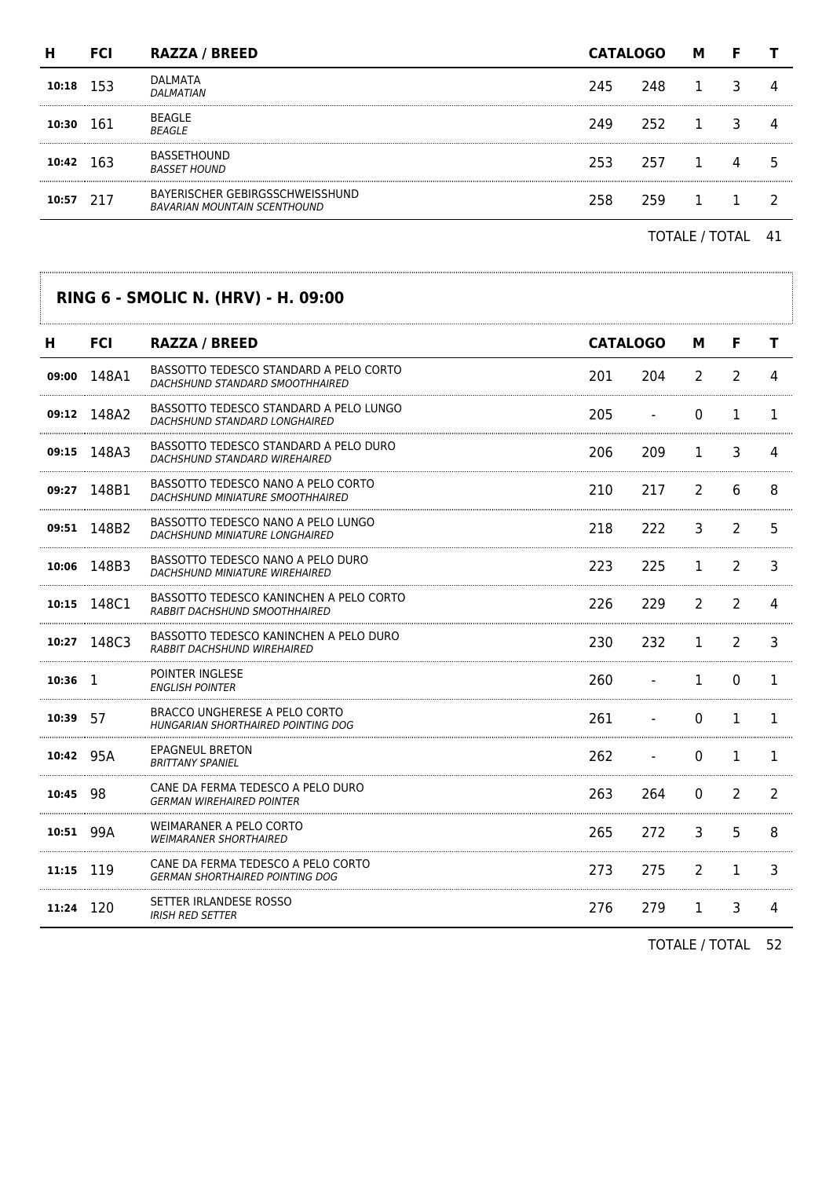| H | FCI | RAZZA / BREED | CATALOGO | | M | F | T |
|---|---|---|---|---|---|---|---|
| **10:18** | 153 | DALMATA<br>*DALMATIAN* | 245 | 248 | 1 | 3 | 4 |
| **10:30** | 161 | BEAGLE<br>*BEAGLE* | 249 | 252 | 1 | 3 | 4 |
| **10:42** | 163 | BASSETHOUND<br>*BASSET HOUND* | 253 | 257 | 1 | 4 | 5 |
| **10:57** | 217 | BAYERISCHER GEBIRGSSCHWEISSHUND<br>*BAVARIAN MOUNTAIN SCENTHOUND* | 258 | 259 | 1 | 1 | 2 |

TOTALE / TOTAL 41

## RING 6 - SMOLIC N. (HRV) - H. 09:00

| H | FCI | RAZZA / BREED | CATALOGO | | M | F | T |
|---|---|---|---|---|---|---|---|
| **09:00** | 148A1 | BASSOTTO TEDESCO STANDARD A PELO CORTO<br>*DACHSHUND STANDARD SMOOTHHAIRED* | 201 | 204 | 2 | 2 | 4 |
| **09:12** | 148A2 | BASSOTTO TEDESCO STANDARD A PELO LUNGO<br>*DACHSHUND STANDARD LONGHAIRED* | 205 | - | 0 | 1 | 1 |
| **09:15** | 148A3 | BASSOTTO TEDESCO STANDARD A PELO DURO<br>*DACHSHUND STANDARD WIREHAIRED* | 206 | 209 | 1 | 3 | 4 |
| **09:27** | 148B1 | BASSOTTO TEDESCO NANO A PELO CORTO<br>*DACHSHUND MINIATURE SMOOTHHAIRED* | 210 | 217 | 2 | 6 | 8 |
| **09:51** | 148B2 | BASSOTTO TEDESCO NANO A PELO LUNGO<br>*DACHSHUND MINIATURE LONGHAIRED* | 218 | 222 | 3 | 2 | 5 |
| **10:06** | 148B3 | BASSOTTO TEDESCO NANO A PELO DURO<br>*DACHSHUND MINIATURE WIREHAIRED* | 223 | 225 | 1 | 2 | 3 |
| **10:15** | 148C1 | BASSOTTO TEDESCO KANINCHEN A PELO CORTO<br>*RABBIT DACHSHUND SMOOTHHAIRED* | 226 | 229 | 2 | 2 | 4 |
| **10:27** | 148C3 | BASSOTTO TEDESCO KANINCHEN A PELO DURO<br>*RABBIT DACHSHUND WIREHAIRED* | 230 | 232 | 1 | 2 | 3 |
| **10:36** | 1 | POINTER INGLESE<br>*ENGLISH POINTER* | 260 | - | 1 | 0 | 1 |
| **10:39** | 57 | BRACCO UNGHERESE A PELO CORTO<br>*HUNGARIAN SHORTHAIRED POINTING DOG* | 261 | - | 0 | 1 | 1 |
| **10:42** | 95A | EPAGNEUL BRETON<br>*BRITTANY SPANIEL* | 262 | - | 0 | 1 | 1 |
| **10:45** | 98 | CANE DA FERMA TEDESCO A PELO DURO<br>*GERMAN WIREHAIRED POINTER* | 263 | 264 | 0 | 2 | 2 |
| **10:51** | 99A | WEIMARANER A PELO CORTO<br>*WEIMARANER SHORTHAIRED* | 265 | 272 | 3 | 5 | 8 |
| **11:15** | 119 | CANE DA FERMA TEDESCO A PELO CORTO<br>*GERMAN SHORTHAIRED POINTING DOG* | 273 | 275 | 2 | 1 | 3 |
| **11:24** | 120 | SETTER IRLANDESE ROSSO<br>*IRISH RED SETTER* | 276 | 279 | 1 | 3 | 4 |

TOTALE / TOTAL 52